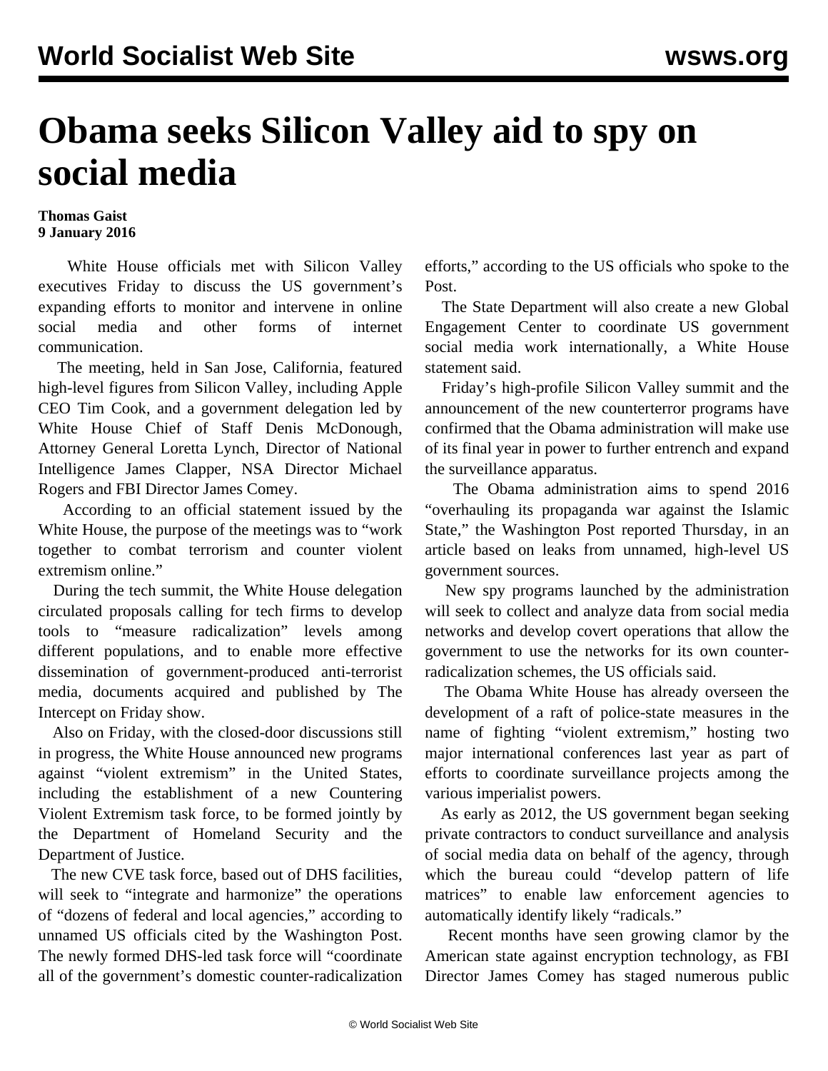# Obama seeks Silicon Valley aid to spy on social media

**Thomas Gaist**
**9 January 2016**

White House officials met with Silicon Valley executives Friday to discuss the US government's expanding efforts to monitor and intervene in online social media and other forms of internet communication.

The meeting, held in San Jose, California, featured high-level figures from Silicon Valley, including Apple CEO Tim Cook, and a government delegation led by White House Chief of Staff Denis McDonough, Attorney General Loretta Lynch, Director of National Intelligence James Clapper, NSA Director Michael Rogers and FBI Director James Comey.

According to an official statement issued by the White House, the purpose of the meetings was to "work together to combat terrorism and counter violent extremism online."

During the tech summit, the White House delegation circulated proposals calling for tech firms to develop tools to "measure radicalization" levels among different populations, and to enable more effective dissemination of government-produced anti-terrorist media, documents acquired and published by The Intercept on Friday show.

Also on Friday, with the closed-door discussions still in progress, the White House announced new programs against "violent extremism" in the United States, including the establishment of a new Countering Violent Extremism task force, to be formed jointly by the Department of Homeland Security and the Department of Justice.

The new CVE task force, based out of DHS facilities, will seek to "integrate and harmonize" the operations of "dozens of federal and local agencies," according to unnamed US officials cited by the Washington Post. The newly formed DHS-led task force will "coordinate all of the government's domestic counter-radicalization efforts," according to the US officials who spoke to the Post.

The State Department will also create a new Global Engagement Center to coordinate US government social media work internationally, a White House statement said.

Friday's high-profile Silicon Valley summit and the announcement of the new counterterror programs have confirmed that the Obama administration will make use of its final year in power to further entrench and expand the surveillance apparatus.

The Obama administration aims to spend 2016 "overhauling its propaganda war against the Islamic State," the Washington Post reported Thursday, in an article based on leaks from unnamed, high-level US government sources.

New spy programs launched by the administration will seek to collect and analyze data from social media networks and develop covert operations that allow the government to use the networks for its own counter-radicalization schemes, the US officials said.

The Obama White House has already overseen the development of a raft of police-state measures in the name of fighting "violent extremism," hosting two major international conferences last year as part of efforts to coordinate surveillance projects among the various imperialist powers.

As early as 2012, the US government began seeking private contractors to conduct surveillance and analysis of social media data on behalf of the agency, through which the bureau could "develop pattern of life matrices" to enable law enforcement agencies to automatically identify likely "radicals."

Recent months have seen growing clamor by the American state against encryption technology, as FBI Director James Comey has staged numerous public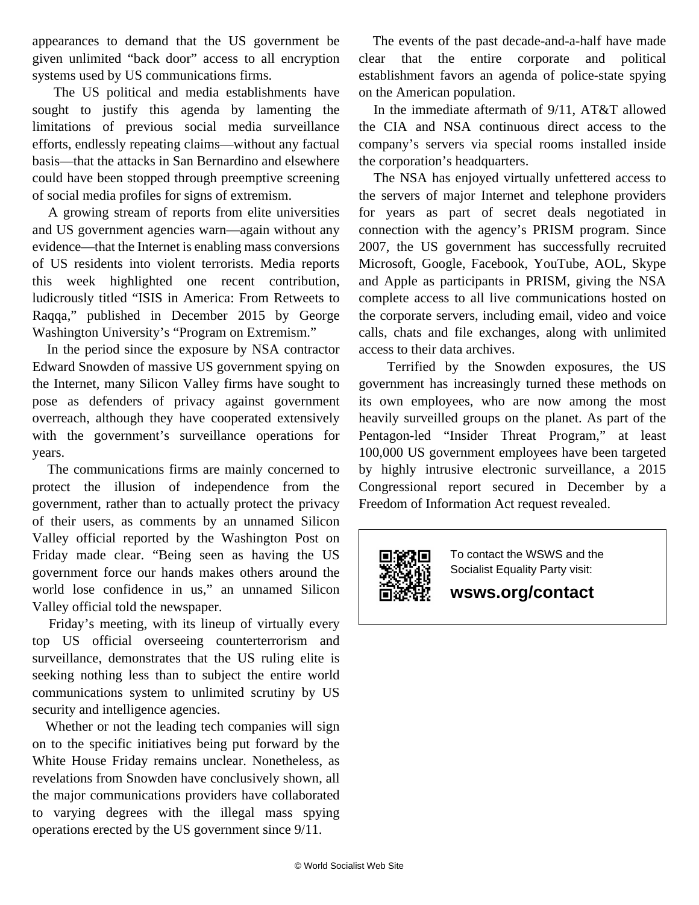appearances to demand that the US government be given unlimited "back door" access to all encryption systems used by US communications firms.

The US political and media establishments have sought to justify this agenda by lamenting the limitations of previous social media surveillance efforts, endlessly repeating claims—without any factual basis—that the attacks in San Bernardino and elsewhere could have been stopped through preemptive screening of social media profiles for signs of extremism.

A growing stream of reports from elite universities and US government agencies warn—again without any evidence—that the Internet is enabling mass conversions of US residents into violent terrorists. Media reports this week highlighted one recent contribution, ludicrously titled "ISIS in America: From Retweets to Raqqa," published in December 2015 by George Washington University's "Program on Extremism."

In the period since the exposure by NSA contractor Edward Snowden of massive US government spying on the Internet, many Silicon Valley firms have sought to pose as defenders of privacy against government overreach, although they have cooperated extensively with the government's surveillance operations for years.

The communications firms are mainly concerned to protect the illusion of independence from the government, rather than to actually protect the privacy of their users, as comments by an unnamed Silicon Valley official reported by the Washington Post on Friday made clear. "Being seen as having the US government force our hands makes others around the world lose confidence in us," an unnamed Silicon Valley official told the newspaper.

Friday's meeting, with its lineup of virtually every top US official overseeing counterterrorism and surveillance, demonstrates that the US ruling elite is seeking nothing less than to subject the entire world communications system to unlimited scrutiny by US security and intelligence agencies.

Whether or not the leading tech companies will sign on to the specific initiatives being put forward by the White House Friday remains unclear. Nonetheless, as revelations from Snowden have conclusively shown, all the major communications providers have collaborated to varying degrees with the illegal mass spying operations erected by the US government since 9/11.

The events of the past decade-and-a-half have made clear that the entire corporate and political establishment favors an agenda of police-state spying on the American population.

In the immediate aftermath of 9/11, AT&T allowed the CIA and NSA continuous direct access to the company's servers via special rooms installed inside the corporation's headquarters.

The NSA has enjoyed virtually unfettered access to the servers of major Internet and telephone providers for years as part of secret deals negotiated in connection with the agency's PRISM program. Since 2007, the US government has successfully recruited Microsoft, Google, Facebook, YouTube, AOL, Skype and Apple as participants in PRISM, giving the NSA complete access to all live communications hosted on the corporate servers, including email, video and voice calls, chats and file exchanges, along with unlimited access to their data archives.

Terrified by the Snowden exposures, the US government has increasingly turned these methods on its own employees, who are now among the most heavily surveilled groups on the planet. As part of the Pentagon-led "Insider Threat Program," at least 100,000 US government employees have been targeted by highly intrusive electronic surveillance, a 2015 Congressional report secured in December by a Freedom of Information Act request revealed.

To contact the WSWS and the Socialist Equality Party visit:

**wsws.org/contact**